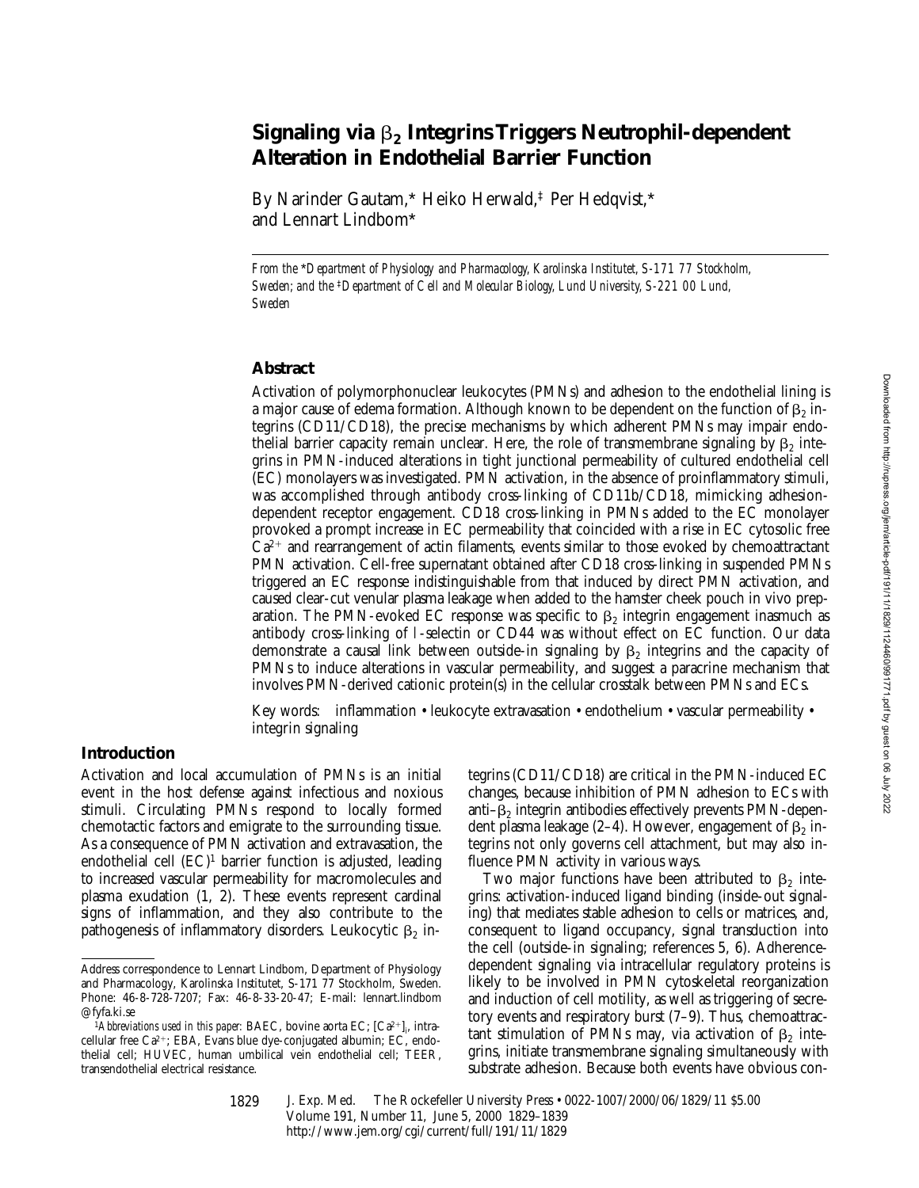# Signaling via $\beta_2$ Integrins Triggers Neutrophil-dependent Alteration in Endothelial Barrier Function

By Narinder Gautam,* Heiko Herwald,‡ Per Hedqvist,* and Lennart Lindbom*

*From the *Department of Physiology and Pharmacology, Karolinska Institutet, S-171 77 Stockholm, Sweden; and the ‡Department of Cell and Molecular Biology, Lund University, S-221 00 Lund, Sweden*

## Abstract

Activation of polymorphonuclear leukocytes (PMNs) and adhesion to the endothelial lining is a major cause of edema formation. Although known to be dependent on the function of $\beta_2$ integrins (CD11/CD18), the precise mechanisms by which adherent PMNs may impair endothelial barrier capacity remain unclear. Here, the role of transmembrane signaling by $\beta_2$ integrins in PMN-induced alterations in tight junctional permeability of cultured endothelial cell (EC) monolayers was investigated. PMN activation, in the absence of proinflammatory stimuli, was accomplished through antibody cross-linking of CD11b/CD18, mimicking adhesion-dependent receptor engagement. CD18 cross-linking in PMNs added to the EC monolayer provoked a prompt increase in EC permeability that coincided with a rise in EC cytosolic free $Ca^{2+}$ and rearrangement of actin filaments, events similar to those evoked by chemoattractant PMN activation. Cell-free supernatant obtained after CD18 cross-linking in suspended PMNs triggered an EC response indistinguishable from that induced by direct PMN activation, and caused clear-cut venular plasma leakage when added to the hamster cheek pouch in vivo preparation. The PMN-evoked EC response was specific to $\beta_2$ integrin engagement inasmuch as antibody cross-linking of L-selectin or CD44 was without effect on EC function. Our data demonstrate a causal link between outside-in signaling by $\beta_2$ integrins and the capacity of PMNs to induce alterations in vascular permeability, and suggest a paracrine mechanism that involves PMN-derived cationic protein(s) in the cellular crosstalk between PMNs and ECs.

Key words: inflammation • leukocyte extravasation • endothelium • vascular permeability • integrin signaling

## Introduction

Activation and local accumulation of PMNs is an initial event in the host defense against infectious and noxious stimuli. Circulating PMNs respond to locally formed chemotactic factors and emigrate to the surrounding tissue. As a consequence of PMN activation and extravasation, the endothelial cell (EC)[1] barrier function is adjusted, leading to increased vascular permeability for macromolecules and plasma exudation (1, 2). These events represent cardinal signs of inflammation, and they also contribute to the pathogenesis of inflammatory disorders. Leukocytic $\beta_2$ integrins (CD11/CD18) are critical in the PMN-induced EC changes, because inhibition of PMN adhesion to ECs with anti–$\beta_2$ integrin antibodies effectively prevents PMN-dependent plasma leakage (2–4). However, engagement of $\beta_2$ integrins not only governs cell attachment, but may also influence PMN activity in various ways.

Two major functions have been attributed to $\beta_2$ integrins: activation-induced ligand binding (inside-out signaling) that mediates stable adhesion to cells or matrices, and, consequent to ligand occupancy, signal transduction into the cell (outside-in signaling; references 5, 6). Adherence-dependent signaling via intracellular regulatory proteins is likely to be involved in PMN cytoskeletal reorganization and induction of cell motility, as well as triggering of secretory events and respiratory burst (7–9). Thus, chemoattractant stimulation of PMNs may, via activation of $\beta_2$ integrins, initiate transmembrane signaling simultaneously with substrate adhesion. Because both events have obvious con-

Address correspondence to Lennart Lindbom, Department of Physiology and Pharmacology, Karolinska Institutet, S-171 77 Stockholm, Sweden. Phone: 46-8-728-7207; Fax: 46-8-33-20-47; E-mail: lennart.lindbom@fyfa.ki.se

[1]*Abbreviations used in this paper:* BAEC, bovine aorta EC; $[Ca^{2+}]_i$, intracellular free $Ca^{2+}$; EBA, Evans blue dye–conjugated albumin; EC, endothelial cell; HUVEC, human umbilical vein endothelial cell; TEER, transendothelial electrical resistance.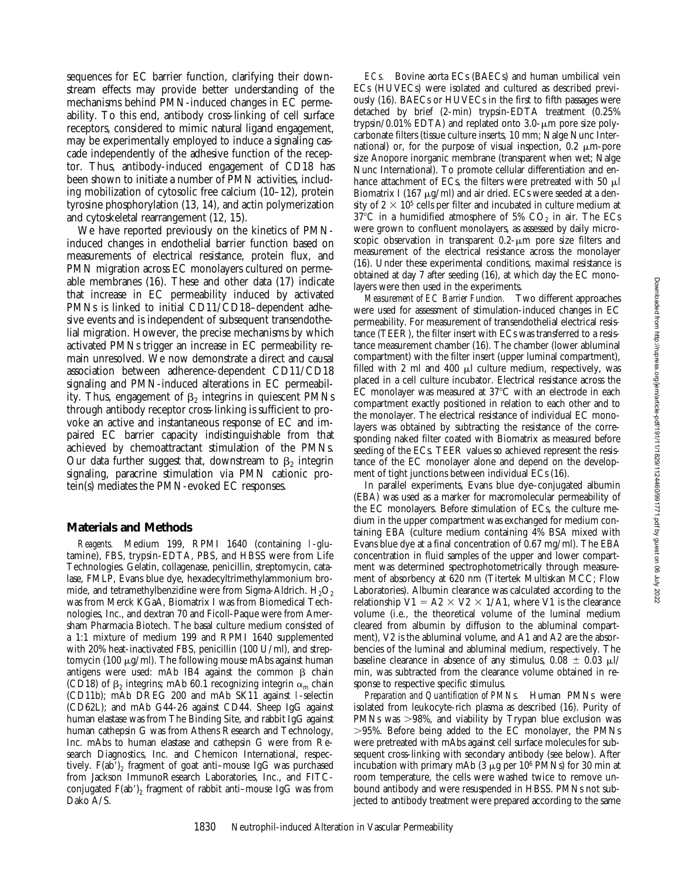sequences for EC barrier function, clarifying their downstream effects may provide better understanding of the mechanisms behind PMN-induced changes in EC permeability. To this end, antibody cross-linking of cell surface receptors, considered to mimic natural ligand engagement, may be experimentally employed to induce a signaling cascade independently of the adhesive function of the receptor. Thus, antibody-induced engagement of CD18 has been shown to initiate a number of PMN activities, including mobilization of cytosolic free calcium (10–12), protein tyrosine phosphorylation (13, 14), and actin polymerization and cytoskeletal rearrangement (12, 15).

We have reported previously on the kinetics of PMN-induced changes in endothelial barrier function based on measurements of electrical resistance, protein flux, and PMN migration across EC monolayers cultured on permeable membranes (16). These and other data (17) indicate that increase in EC permeability induced by activated PMNs is linked to initial CD11/CD18–dependent adhesive events and is independent of subsequent transendothelial migration. However, the precise mechanisms by which activated PMNs trigger an increase in EC permeability remain unresolved. We now demonstrate a direct and causal association between adherence-dependent CD11/CD18 signaling and PMN-induced alterations in EC permeability. Thus, engagement of $\beta_2$ integrins in quiescent PMNs through antibody receptor cross-linking is sufficient to provoke an active and instantaneous response of EC and impaired EC barrier capacity indistinguishable from that achieved by chemoattractant stimulation of the PMNs. Our data further suggest that, downstream to $\beta_2$ integrin signaling, paracrine stimulation via PMN cationic protein(s) mediates the PMN-evoked EC responses.

## Materials and Methods

*Reagents.* Medium 199, RPMI 1640 (containing l-glutamine), FBS, trypsin-EDTA, PBS, and HBSS were from Life Technologies. Gelatin, collagenase, penicillin, streptomycin, catalase, FMLP, Evans blue dye, hexadecyltrimethylammonium bromide, and tetramethylbenzidine were from Sigma-Aldrich. $H_2O_2$ was from Merck KGaA, Biomatrix I was from Biomedical Technologies, Inc., and dextran 70 and Ficoll-Paque were from Amersham Pharmacia Biotech. The basal culture medium consisted of a 1:1 mixture of medium 199 and RPMI 1640 supplemented with 20% heat-inactivated FBS, penicillin (100 U/ml), and streptomycin (100 μg/ml). The following mouse mAbs against human antigens were used: mAb IB4 against the common β chain (CD18) of $\beta_2$ integrins; mAb 60.1 recognizing integrin $\alpha_m$ chain (CD11b); mAb DREG 200 and mAb SK11 against l-selectin (CD62L); and mAb G44-26 against CD44. Sheep IgG against human elastase was from The Binding Site, and rabbit IgG against human cathepsin G was from Athens Research and Technology, Inc. mAbs to human elastase and cathepsin G were from Research Diagnostics, Inc. and Chemicon International, respectively. F(ab′)$_2$ fragment of goat anti–mouse IgG was purchased from Jackson ImmunoResearch Laboratories, Inc., and FITC-conjugated F(ab′)$_2$ fragment of rabbit anti–mouse IgG was from Dako A/S.

*ECs.* Bovine aorta ECs (BAECs) and human umbilical vein ECs (HUVECs) were isolated and cultured as described previously (16). BAECs or HUVECs in the first to fifth passages were detached by brief (2-min) trypsin-EDTA treatment (0.25% trypsin/0.01% EDTA) and replated onto 3.0-μm pore size polycarbonate filters (tissue culture inserts, 10 mm; Nalge Nunc International) or, for the purpose of visual inspection, 0.2 μm-pore size Anopore inorganic membrane (transparent when wet; Nalge Nunc International). To promote cellular differentiation and enhance attachment of ECs, the filters were pretreated with 50 μl Biomatrix I (167 μg/ml) and air dried. ECs were seeded at a density of $2 \times 10^5$ cells per filter and incubated in culture medium at 37°C in a humidified atmosphere of 5% $CO_2$ in air. The ECs were grown to confluent monolayers, as assessed by daily microscopic observation in transparent 0.2-μm pore size filters and measurement of the electrical resistance across the monolayer (16). Under these experimental conditions, maximal resistance is obtained at day 7 after seeding (16), at which day the EC monolayers were then used in the experiments.

*Measurement of EC Barrier Function.* Two different approaches were used for assessment of stimulation-induced changes in EC permeability. For measurement of transendothelial electrical resistance (TEER), the filter insert with ECs was transferred to a resistance measurement chamber (16). The chamber (lower abluminal compartment) with the filter insert (upper luminal compartment), filled with 2 ml and 400 μl culture medium, respectively, was placed in a cell culture incubator. Electrical resistance across the EC monolayer was measured at 37°C with an electrode in each compartment exactly positioned in relation to each other and to the monolayer. The electrical resistance of individual EC monolayers was obtained by subtracting the resistance of the corresponding naked filter coated with Biomatrix as measured before seeding of the ECs. TEER values so achieved represent the resistance of the EC monolayer alone and depend on the development of tight junctions between individual ECs (16).

In parallel experiments, Evans blue dye–conjugated albumin (EBA) was used as a marker for macromolecular permeability of the EC monolayers. Before stimulation of ECs, the culture medium in the upper compartment was exchanged for medium containing EBA (culture medium containing 4% BSA mixed with Evans blue dye at a final concentration of 0.67 mg/ml). The EBA concentration in fluid samples of the upper and lower compartment was determined spectrophotometrically through measurement of absorbency at 620 nm (Titertek Multiskan MCC; Flow Laboratories). Albumin clearance was calculated according to the relationship $V1 = A2 \times V2 \times 1/A1$, where V1 is the clearance volume (i.e., the theoretical volume of the luminal medium cleared from albumin by diffusion to the abluminal compartment), V2 is the abluminal volume, and A1 and A2 are the absorbencies of the luminal and abluminal medium, respectively. The baseline clearance in absence of any stimulus, $0.08 \pm 0.03$ μl/min, was subtracted from the clearance volume obtained in response to respective specific stimulus.

*Preparation and Quantification of PMNs.* Human PMNs were isolated from leukocyte-rich plasma as described (16). Purity of PMNs was >98%, and viability by Trypan blue exclusion was >95%. Before being added to the EC monolayer, the PMNs were pretreated with mAbs against cell surface molecules for subsequent cross-linking with secondary antibody (see below). After incubation with primary mAb (3 μg per $10^6$ PMNs) for 30 min at room temperature, the cells were washed twice to remove unbound antibody and were resuspended in HBSS. PMNs not subjected to antibody treatment were prepared according to the same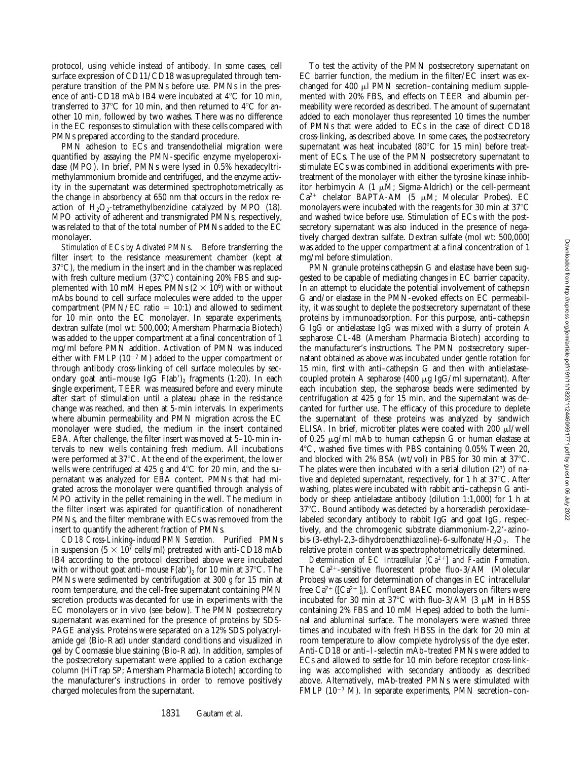protocol, using vehicle instead of antibody. In some cases, cell surface expression of CD11/CD18 was upregulated through temperature transition of the PMNs before use. PMNs in the presence of anti-CD18 mAb IB4 were incubated at 4°C for 10 min, transferred to 37°C for 10 min, and then returned to 4°C for another 10 min, followed by two washes. There was no difference in the EC responses to stimulation with these cells compared with PMNs prepared according to the standard procedure.

PMN adhesion to ECs and transendothelial migration were quantified by assaying the PMN-specific enzyme myeloperoxidase (MPO). In brief, PMNs were lysed in 0.5% hexadecyltrimethylammonium bromide and centrifuged, and the enzyme activity in the supernatant was determined spectrophotometrically as the change in absorbency at 650 nm that occurs in the redox reaction of $H_2O_2$-tetramethylbenzidine catalyzed by MPO (18). MPO activity of adherent and transmigrated PMNs, respectively, was related to that of the total number of PMNs added to the EC monolayer.

*Stimulation of ECs by Activated PMNs.* Before transferring the filter insert to the resistance measurement chamber (kept at 37°C), the medium in the insert and in the chamber was replaced with fresh culture medium (37°C) containing 20% FBS and supplemented with 10 mM Hepes. PMNs ($2 \times 10^6$) with or without mAbs bound to cell surface molecules were added to the upper compartment (PMN/EC ratio = 10:1) and allowed to sediment for 10 min onto the EC monolayer. In separate experiments, dextran sulfate (mol wt: 500,000; Amersham Pharmacia Biotech) was added to the upper compartment at a final concentration of 1 mg/ml before PMN addition. Activation of PMN was induced either with FMLP ($10^{-7}$ M) added to the upper compartment or through antibody cross-linking of cell surface molecules by secondary goat anti–mouse IgG F(ab′)$_2$ fragments (1:20). In each single experiment, TEER was measured before and every minute after start of stimulation until a plateau phase in the resistance change was reached, and then at 5-min intervals. In experiments where albumin permeability and PMN migration across the EC monolayer were studied, the medium in the insert contained EBA. After challenge, the filter insert was moved at 5–10-min intervals to new wells containing fresh medium. All incubations were performed at 37°C. At the end of the experiment, the lower wells were centrifuged at 425 *g* and 4°C for 20 min, and the supernatant was analyzed for EBA content. PMNs that had migrated across the monolayer were quantified through analysis of MPO activity in the pellet remaining in the well. The medium in the filter insert was aspirated for quantification of nonadherent PMNs, and the filter membrane with ECs was removed from the insert to quantify the adherent fraction of PMNs.

*CD18 Cross-Linking–induced PMN Secretion.* Purified PMNs in suspension ($5 \times 10^7$ cells/ml) pretreated with anti-CD18 mAb IB4 according to the protocol described above were incubated with or without goat anti–mouse F(ab′)$_2$ for 10 min at 37°C. The PMNs were sedimented by centrifugation at 300 *g* for 15 min at room temperature, and the cell-free supernatant containing PMN secretion products was decanted for use in experiments with the EC monolayers or in vivo (see below). The PMN postsecretory supernatant was examined for the presence of proteins by SDS-PAGE analysis. Proteins were separated on a 12% SDS polyacrylamide gel (Bio-Rad) under standard conditions and visualized in gel by Coomassie blue staining (Bio-Rad). In addition, samples of the postsecretory supernatant were applied to a cation exchange column (HiTrap SP; Amersham Pharmacia Biotech) according to the manufacturer's instructions in order to remove positively charged molecules from the supernatant.

To test the activity of the PMN postsecretory supernatant on EC barrier function, the medium in the filter/EC insert was exchanged for 400 µl PMN secretion–containing medium supplemented with 20% FBS, and effects on TEER and albumin permeability were recorded as described. The amount of supernatant added to each monolayer thus represented 10 times the number of PMNs that were added to ECs in the case of direct CD18 cross-linking, as described above. In some cases, the postsecretory supernatant was heat incubated (80°C for 15 min) before treatment of ECs. The use of the PMN postsecretory supernatant to stimulate ECs was combined in additional experiments with pretreatment of the monolayer with either the tyrosine kinase inhibitor herbimycin A (1 µM; Sigma-Aldrich) or the cell-permeant $Ca^{2+}$ chelator BAPTA-AM (5 µM; Molecular Probes). EC monolayers were incubated with the reagents for 30 min at 37°C and washed twice before use. Stimulation of ECs with the postsecretory supernatant was also induced in the presence of negatively charged dextran sulfate. Dextran sulfate (mol wt: 500,000) was added to the upper compartment at a final concentration of 1 mg/ml before stimulation.

PMN granule proteins cathepsin G and elastase have been suggested to be capable of mediating changes in EC barrier capacity. In an attempt to elucidate the potential involvement of cathepsin G and/or elastase in the PMN-evoked effects on EC permeability, it was sought to deplete the postsecretory supernatant of these proteins by immunoadsorption. For this purpose, anti–cathepsin G IgG or antielastase IgG was mixed with a slurry of protein A sepharose CL-4B (Amersham Pharmacia Biotech) according to the manufacturer's instructions. The PMN postsecretory supernatant obtained as above was incubated under gentle rotation for 15 min, first with anti–cathepsin G and then with antielastase-coupled protein A sepharose (400 µg IgG/ml supernatant). After each incubation step, the sepharose beads were sedimented by centrifugation at 425 *g* for 15 min, and the supernatant was decanted for further use. The efficacy of this procedure to deplete the supernatant of these proteins was analyzed by sandwich ELISA. In brief, microtiter plates were coated with 200 µl/well of 0.25 µg/ml mAb to human cathepsin G or human elastase at 4°C, washed five times with PBS containing 0.05% Tween 20, and blocked with 2% BSA (wt/vol) in PBS for 30 min at 37°C. The plates were then incubated with a serial dilution ($2^n$) of native and depleted supernatant, respectively, for 1 h at 37°C. After washing, plates were incubated with rabbit anti–cathepsin G antibody or sheep antielastase antibody (dilution 1:1,000) for 1 h at 37°C. Bound antibody was detected by a horseradish peroxidase–labeled secondary antibody to rabbit IgG and goat IgG, respectively, and the chromogenic substrate diammonium-2,2′-azino-bis-(3-ethyl-2,3-dihydrobenzthiazoline)-6-sulfonate/$H_2O_2$. The relative protein content was spectrophotometrically determined.

*Determination of EC Intracellular [$Ca^{2+}$] and F-actin Formation.* The $Ca^{2+}$-sensitive fluorescent probe fluo-3/AM (Molecular Probes) was used for determination of changes in EC intracellular free $Ca^{2+}$ ($[Ca^{2+}]_i$). Confluent BAEC monolayers on filters were incubated for 30 min at 37°C with fluo-3/AM (3 µM in HBSS containing 2% FBS and 10 mM Hepes) added to both the luminal and abluminal surface. The monolayers were washed three times and incubated with fresh HBSS in the dark for 20 min at room temperature to allow complete hydrolysis of the dye ester. Anti-CD18 or anti–L-selectin mAb–treated PMNs were added to ECs and allowed to settle for 10 min before receptor cross-linking was accomplished with secondary antibody as described above. Alternatively, mAb-treated PMNs were stimulated with FMLP ($10^{-7}$ M). In separate experiments, PMN secretion–con-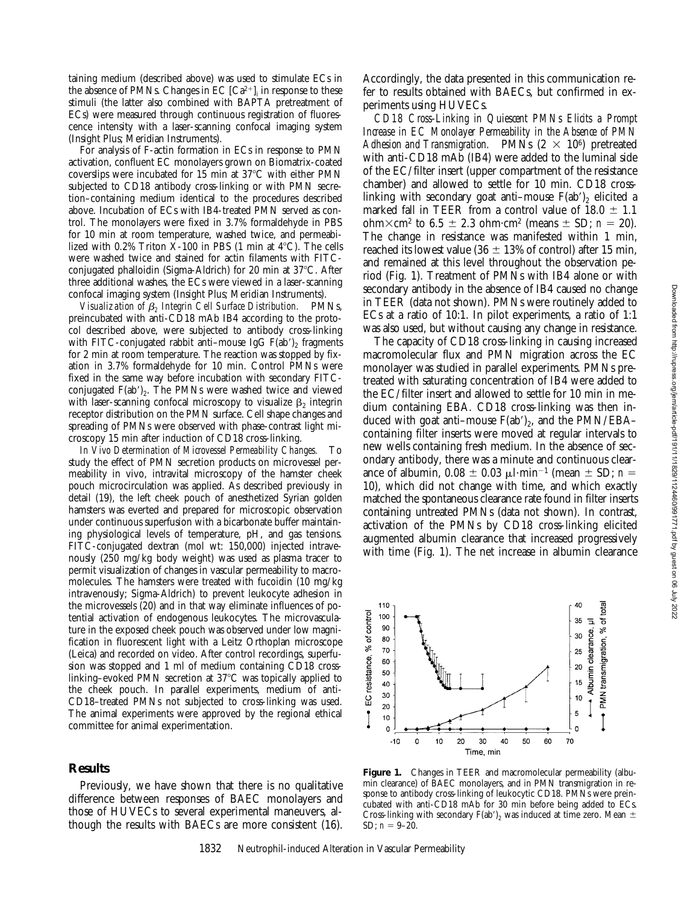taining medium (described above) was used to stimulate ECs in the absence of PMNs. Changes in EC $[Ca^{2+}]_i$ in response to these stimuli (the latter also combined with BAPTA pretreatment of ECs) were measured through continuous registration of fluorescence intensity with a laser-scanning confocal imaging system (Insight Plus; Meridian Instruments).

For analysis of F-actin formation in ECs in response to PMN activation, confluent EC monolayers grown on Biomatrix-coated coverslips were incubated for 15 min at 37°C with either PMN subjected to CD18 antibody cross-linking or with PMN secretion–containing medium identical to the procedures described above. Incubation of ECs with IB4-treated PMN served as control. The monolayers were fixed in 3.7% formaldehyde in PBS for 10 min at room temperature, washed twice, and permeabilized with 0.2% Triton X-100 in PBS (1 min at 4°C). The cells were washed twice and stained for actin filaments with FITC-conjugated phalloidin (Sigma-Aldrich) for 20 min at 37°C. After three additional washes, the ECs were viewed in a laser-scanning confocal imaging system (Insight Plus; Meridian Instruments).

*Visualization of $\beta_2$ Integrin Cell Surface Distribution.* PMNs, preincubated with anti-CD18 mAb IB4 according to the protocol described above, were subjected to antibody cross-linking with FITC-conjugated rabbit anti–mouse IgG $F(ab')_2$ fragments for 2 min at room temperature. The reaction was stopped by fixation in 3.7% formaldehyde for 10 min. Control PMNs were fixed in the same way before incubation with secondary FITC-conjugated $F(ab')_2$. The PMNs were washed twice and viewed with laser-scanning confocal microscopy to visualize $\beta_2$ integrin receptor distribution on the PMN surface. Cell shape changes and spreading of PMNs were observed with phase-contrast light microscopy 15 min after induction of CD18 cross-linking.

*In Vivo Determination of Microvessel Permeability Changes.* To study the effect of PMN secretion products on microvessel permeability in vivo, intravital microscopy of the hamster cheek pouch microcirculation was applied. As described previously in detail (19), the left cheek pouch of anesthetized Syrian golden hamsters was everted and prepared for microscopic observation under continuous superfusion with a bicarbonate buffer maintaining physiological levels of temperature, pH, and gas tensions. FITC-conjugated dextran (mol wt: 150,000) injected intravenously (250 mg/kg body weight) was used as plasma tracer to permit visualization of changes in vascular permeability to macromolecules. The hamsters were treated with fucoidin (10 mg/kg intravenously; Sigma-Aldrich) to prevent leukocyte adhesion in the microvessels (20) and in that way eliminate influences of potential activation of endogenous leukocytes. The microvasculature in the exposed cheek pouch was observed under low magnification in fluorescent light with a Leitz Orthoplan microscope (Leica) and recorded on video. After control recordings, superfusion was stopped and 1 ml of medium containing CD18 cross-linking–evoked PMN secretion at 37°C was topically applied to the cheek pouch. In parallel experiments, medium of anti-CD18–treated PMNs not subjected to cross-linking was used. The animal experiments were approved by the regional ethical committee for animal experimentation.

## Results

Previously, we have shown that there is no qualitative difference between responses of BAEC monolayers and those of HUVECs to several experimental maneuvers, although the results with BAECs are more consistent (16). Accordingly, the data presented in this communication refer to results obtained with BAECs, but confirmed in experiments using HUVECs.

*CD18 Cross-Linking in Quiescent PMNs Elicits a Prompt Increase in EC Monolayer Permeability in the Absence of PMN Adhesion and Transmigration.* PMNs ($2 \times 10^6$) pretreated with anti-CD18 mAb (IB4) were added to the luminal side of the EC/filter insert (upper compartment of the resistance chamber) and allowed to settle for 10 min. CD18 cross-linking with secondary goat anti–mouse $F(ab')_2$ elicited a marked fall in TEER from a control value of $18.0 \pm 1.1$ ohm×cm² to $6.5 \pm 2.3$ ohm·cm² (means ± SD; $n = 20$). The change in resistance was manifested within 1 min, reached its lowest value ($36 \pm 13$% of control) after 15 min, and remained at this level throughout the observation period (Fig. 1). Treatment of PMNs with IB4 alone or with secondary antibody in the absence of IB4 caused no change in TEER (data not shown). PMNs were routinely added to ECs at a ratio of 10:1. In pilot experiments, a ratio of 1:1 was also used, but without causing any change in resistance.

The capacity of CD18 cross-linking in causing increased macromolecular flux and PMN migration across the EC monolayer was studied in parallel experiments. PMNs pretreated with saturating concentration of IB4 were added to the EC/filter insert and allowed to settle for 10 min in medium containing EBA. CD18 cross-linking was then induced with goat anti–mouse $F(ab')_2$, and the PMN/EBA–containing filter inserts were moved at regular intervals to new wells containing fresh medium. In the absence of secondary antibody, there was a minute and continuous clearance of albumin, $0.08 \pm 0.03$ μl·min⁻¹ (mean ± SD; $n = 10$), which did not change with time, and which exactly matched the spontaneous clearance rate found in filter inserts containing untreated PMNs (data not shown). In contrast, activation of the PMNs by CD18 cross-linking elicited augmented albumin clearance that increased progressively with time (Fig. 1). The net increase in albumin clearance

**Figure 1.** Changes in TEER and macromolecular permeability (albumin clearance) of BAEC monolayers, and in PMN transmigration in response to antibody cross-linking of leukocytic CD18. PMNs were preincubated with anti-CD18 mAb for 30 min before being added to ECs. Cross-linking with secondary $F(ab')_2$ was induced at time zero. Mean ± SD; $n = 9$–20.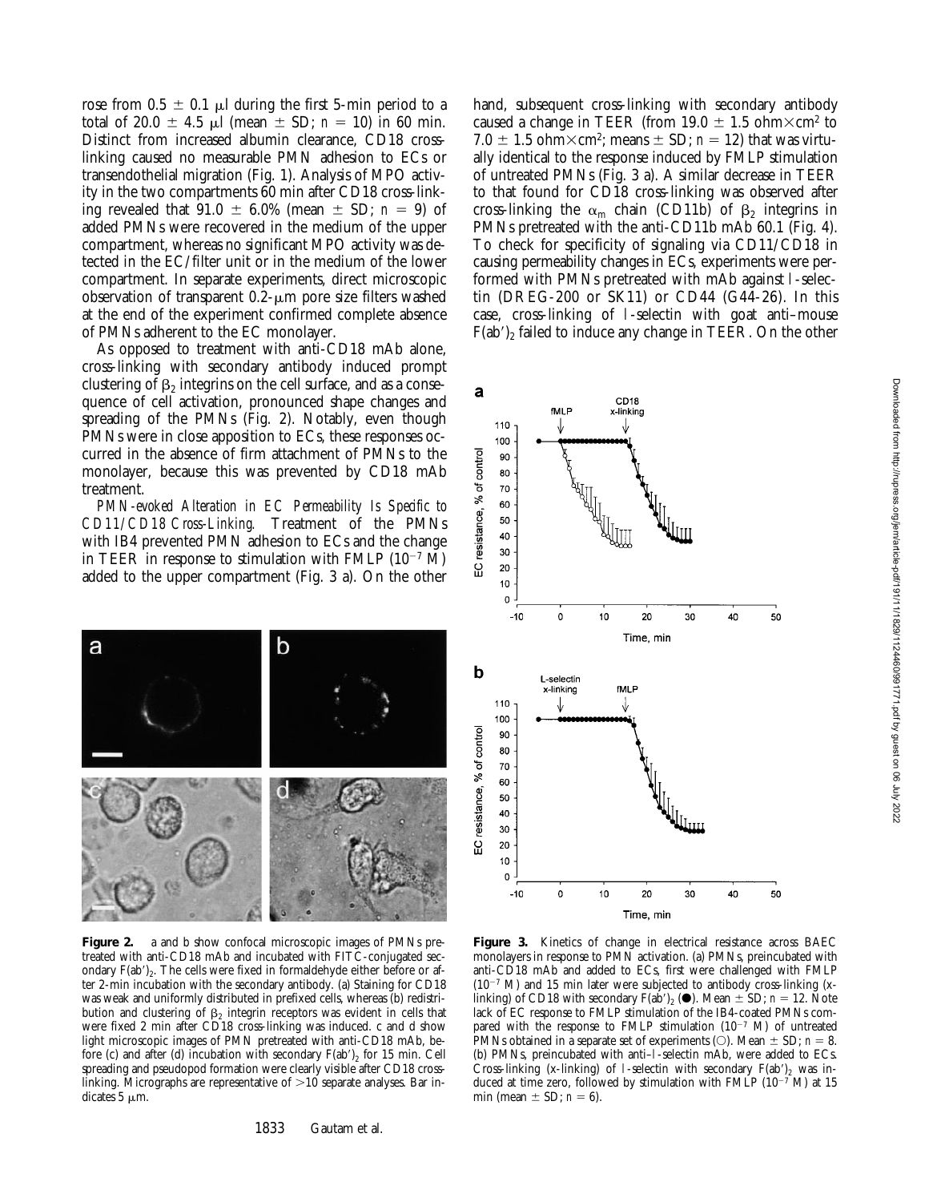rose from 0.5 ± 0.1 μl during the first 5-min period to a total of 20.0 ± 4.5 μl (mean ± SD; $n = 10$) in 60 min. Distinct from increased albumin clearance, CD18 cross-linking caused no measurable PMN adhesion to ECs or transendothelial migration (Fig. 1). Analysis of MPO activity in the two compartments 60 min after CD18 cross-linking revealed that 91.0 ± 6.0% (mean ± SD; $n = 9$) of added PMNs were recovered in the medium of the upper compartment, whereas no significant MPO activity was detected in the EC/filter unit or in the medium of the lower compartment. In separate experiments, direct microscopic observation of transparent 0.2-μm pore size filters washed at the end of the experiment confirmed complete absence of PMNs adherent to the EC monolayer.

As opposed to treatment with anti-CD18 mAb alone, cross-linking with secondary antibody induced prompt clustering of $\beta_2$ integrins on the cell surface, and as a consequence of cell activation, pronounced shape changes and spreading of the PMNs (Fig. 2). Notably, even though PMNs were in close apposition to ECs, these responses occurred in the absence of firm attachment of PMNs to the monolayer, because this was prevented by CD18 mAb treatment.

*PMN-evoked Alteration in EC Permeability Is Specific to CD11/CD18 Cross-Linking.* Treatment of the PMNs with IB4 prevented PMN adhesion to ECs and the change in TEER in response to stimulation with FMLP ($10^{-7}$ M) added to the upper compartment (Fig. 3 a). On the other hand, subsequent cross-linking with secondary antibody caused a change in TEER (from 19.0 ± 1.5 ohm×cm² to 7.0 ± 1.5 ohm×cm²; means ± SD; $n = 12$) that was virtually identical to the response induced by FMLP stimulation of untreated PMNs (Fig. 3 a). A similar decrease in TEER to that found for CD18 cross-linking was observed after cross-linking the $\alpha_m$ chain (CD11b) of $\beta_2$ integrins in PMNs pretreated with the anti-CD11b mAb 60.1 (Fig. 4). To check for specificity of signaling via CD11/CD18 in causing permeability changes in ECs, experiments were performed with PMNs pretreated with mAb against L-selectin (DREG-200 or SK11) or CD44 (G44-26). In this case, cross-linking of L-selectin with goat anti–mouse $F(ab')_2$ failed to induce any change in TEER. On the other

**Figure 2.** a and b show confocal microscopic images of PMNs pretreated with anti-CD18 mAb and incubated with FITC-conjugated secondary $F(ab')_2$. The cells were fixed in formaldehyde either before or after 2-min incubation with the secondary antibody. (a) Staining for CD18 was weak and uniformly distributed in prefixed cells, whereas (b) redistribution and clustering of $\beta_2$ integrin receptors was evident in cells that were fixed 2 min after CD18 cross-linking was induced. c and d show light microscopic images of PMN pretreated with anti-CD18 mAb, before (c) and after (d) incubation with secondary $F(ab')_2$ for 15 min. Cell spreading and pseudopod formation were clearly visible after CD18 cross-linking. Micrographs are representative of >10 separate analyses. Bar indicates 5 μm.

**Figure 3.** Kinetics of change in electrical resistance across BAEC monolayers in response to PMN activation. (a) PMNs, preincubated with anti-CD18 mAb and added to ECs, first were challenged with FMLP ($10^{-7}$ M) and 15 min later were subjected to antibody cross-linking (x-linking) of CD18 with secondary $F(ab')_2$ (●). Mean ± SD; $n = 12$. Note lack of EC response to FMLP stimulation of the IB4-coated PMNs compared with the response to FMLP stimulation ($10^{-7}$ M) of untreated PMNs obtained in a separate set of experiments (○). Mean ± SD; $n = 8$. (b) PMNs, preincubated with anti–L-selectin mAb, were added to ECs. Cross-linking (x-linking) of L-selectin with secondary $F(ab')_2$ was induced at time zero, followed by stimulation with FMLP ($10^{-7}$ M) at 15 min (mean ± SD; $n = 6$).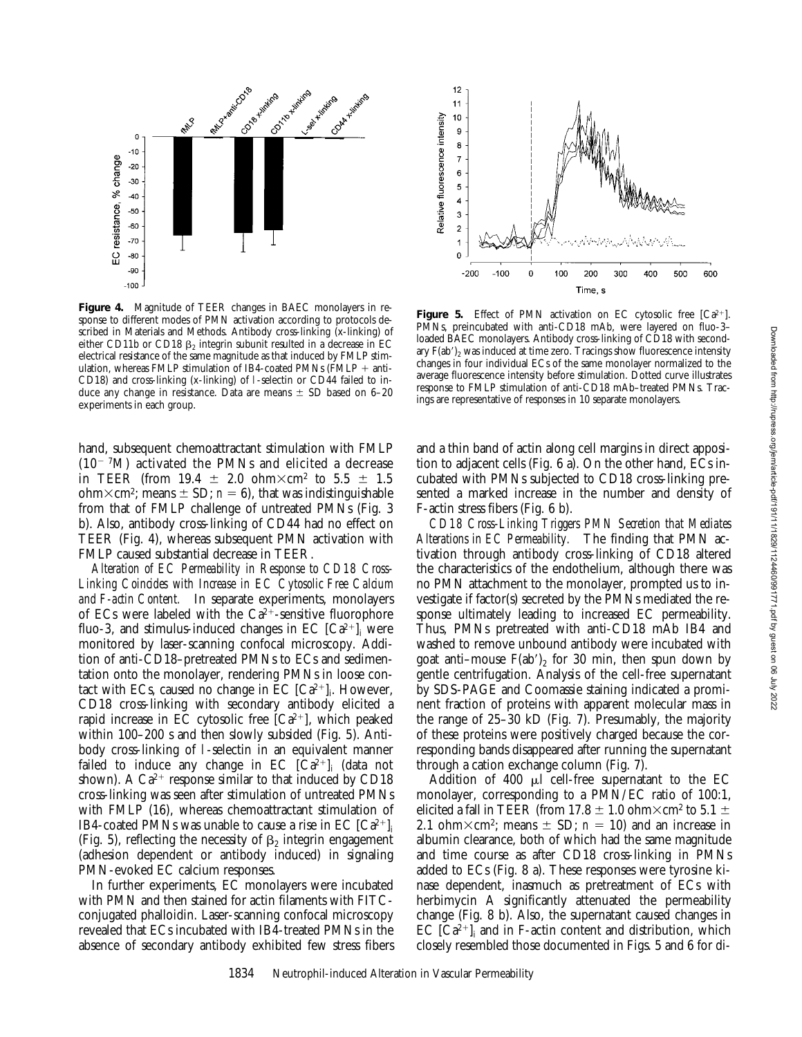**Figure 4.** Magnitude of TEER changes in BAEC monolayers in response to different modes of PMN activation according to protocols described in Materials and Methods. Antibody cross-linking (x-linking) of either CD11b or CD18 $\beta_2$ integrin subunit resulted in a decrease in EC electrical resistance of the same magnitude as that induced by FMLP stimulation, whereas FMLP stimulation of IB4-coated PMNs (FMLP + anti-CD18) and cross-linking (x-linking) of l-selectin or CD44 failed to induce any change in resistance. Data are means ± SD based on 6–20 experiments in each group.

**Figure 5.** Effect of PMN activation on EC cytosolic free $[Ca^{2+}]$. PMNs, preincubated with anti-CD18 mAb, were layered on fluo-3–loaded BAEC monolayers. Antibody cross-linking of CD18 with secondary $F(ab')_2$ was induced at time zero. Tracings show fluorescence intensity changes in four individual ECs of the same monolayer normalized to the average fluorescence intensity before stimulation. Dotted curve illustrates response to FMLP stimulation of anti-CD18 mAb–treated PMNs. Tracings are representative of responses in 10 separate monolayers.

hand, subsequent chemoattractant stimulation with FMLP ($10^{-7}$M) activated the PMNs and elicited a decrease in TEER (from 19.4 ± 2.0 ohm×cm² to 5.5 ± 1.5 ohm×cm²; means ± SD; $n = 6$), that was indistinguishable from that of FMLP challenge of untreated PMNs (Fig. 3 b). Also, antibody cross-linking of CD44 had no effect on TEER (Fig. 4), whereas subsequent PMN activation with FMLP caused substantial decrease in TEER.

*Alteration of EC Permeability in Response to CD18 Cross-Linking Coincides with Increase in EC Cytosolic Free Calcium and F-actin Content.* In separate experiments, monolayers of ECs were labeled with the $Ca^{2+}$-sensitive fluorophore fluo-3, and stimulus-induced changes in EC $[Ca^{2+}]_i$ were monitored by laser-scanning confocal microscopy. Addition of anti-CD18–pretreated PMNs to ECs and sedimentation onto the monolayer, rendering PMNs in loose contact with ECs, caused no change in EC $[Ca^{2+}]_i$. However, CD18 cross-linking with secondary antibody elicited a rapid increase in EC cytosolic free $[Ca^{2+}]$, which peaked within 100–200 s and then slowly subsided (Fig. 5). Antibody cross-linking of l-selectin in an equivalent manner failed to induce any change in EC $[Ca^{2+}]_i$ (data not shown). A $Ca^{2+}$ response similar to that induced by CD18 cross-linking was seen after stimulation of untreated PMNs with FMLP (16), whereas chemoattractant stimulation of IB4-coated PMNs was unable to cause a rise in EC $[Ca^{2+}]_i$ (Fig. 5), reflecting the necessity of $\beta_2$ integrin engagement (adhesion dependent or antibody induced) in signaling PMN-evoked EC calcium responses.

In further experiments, EC monolayers were incubated with PMN and then stained for actin filaments with FITC-conjugated phalloidin. Laser-scanning confocal microscopy revealed that ECs incubated with IB4-treated PMNs in the absence of secondary antibody exhibited few stress fibers and a thin band of actin along cell margins in direct apposition to adjacent cells (Fig. 6 a). On the other hand, ECs incubated with PMNs subjected to CD18 cross-linking presented a marked increase in the number and density of F-actin stress fibers (Fig. 6 b).

*CD18 Cross-Linking Triggers PMN Secretion that Mediates Alterations in EC Permeability.* The finding that PMN activation through antibody cross-linking of CD18 altered the characteristics of the endothelium, although there was no PMN attachment to the monolayer, prompted us to investigate if factor(s) secreted by the PMNs mediated the response ultimately leading to increased EC permeability. Thus, PMNs pretreated with anti-CD18 mAb IB4 and washed to remove unbound antibody were incubated with goat anti–mouse $F(ab')_2$ for 30 min, then spun down by gentle centrifugation. Analysis of the cell-free supernatant by SDS-PAGE and Coomassie staining indicated a prominent fraction of proteins with apparent molecular mass in the range of 25–30 kD (Fig. 7). Presumably, the majority of these proteins were positively charged because the corresponding bands disappeared after running the supernatant through a cation exchange column (Fig. 7).

Addition of 400 μl cell-free supernatant to the EC monolayer, corresponding to a PMN/EC ratio of 100:1, elicited a fall in TEER (from 17.8 ± 1.0 ohm×cm² to 5.1 ± 2.1 ohm×cm²; means ± SD; $n = 10$) and an increase in albumin clearance, both of which had the same magnitude and time course as after CD18 cross-linking in PMNs added to ECs (Fig. 8 a). These responses were tyrosine kinase dependent, inasmuch as pretreatment of ECs with herbimycin A significantly attenuated the permeability change (Fig. 8 b). Also, the supernatant caused changes in EC $[Ca^{2+}]_i$ and in F-actin content and distribution, which closely resembled those documented in Figs. 5 and 6 for di-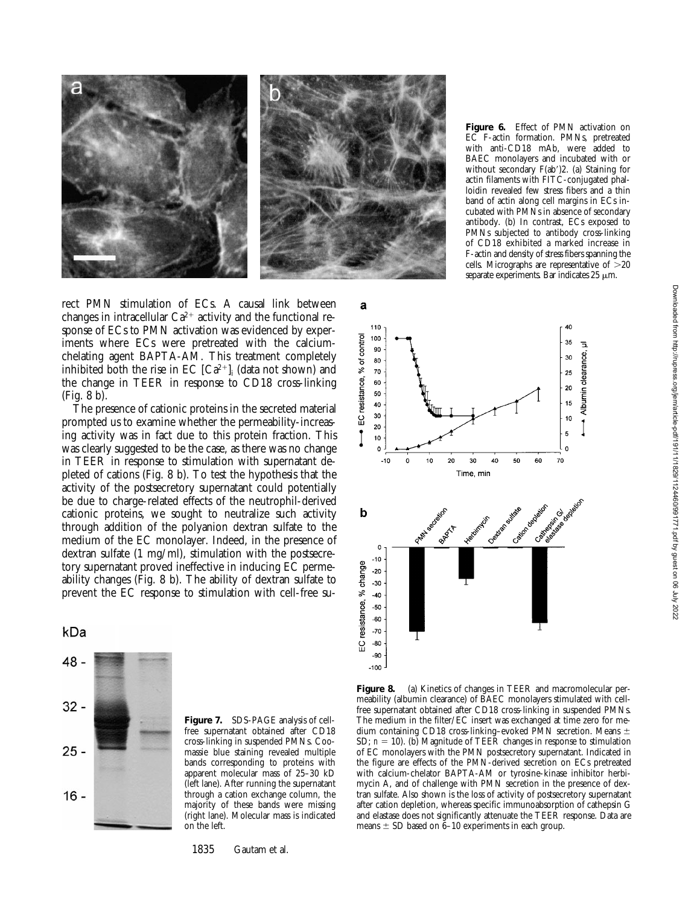**Figure 6.** Effect of PMN activation on EC F-actin formation. PMNs, pretreated with anti-CD18 mAb, were added to BAEC monolayers and incubated with or without secondary F(ab′)2. (a) Staining for actin filaments with FITC-conjugated phalloidin revealed few stress fibers and a thin band of actin along cell margins in ECs incubated with PMNs in absence of secondary antibody. (b) In contrast, ECs exposed to PMNs subjected to antibody cross-linking of CD18 exhibited a marked increase in F-actin and density of stress fibers spanning the cells. Micrographs are representative of >20 separate experiments. Bar indicates 25 μm.

rect PMN stimulation of ECs. A causal link between changes in intracellular $Ca^{2+}$ activity and the functional response of ECs to PMN activation was evidenced by experiments where ECs were pretreated with the calcium-chelating agent BAPTA-AM. This treatment completely inhibited both the rise in EC $[Ca^{2+}]_i$ (data not shown) and the change in TEER in response to CD18 cross-linking (Fig. 8 b).

The presence of cationic proteins in the secreted material prompted us to examine whether the permeability-increasing activity was in fact due to this protein fraction. This was clearly suggested to be the case, as there was no change in TEER in response to stimulation with supernatant depleted of cations (Fig. 8 b). To test the hypothesis that the activity of the postsecretory supernatant could potentially be due to charge-related effects of the neutrophil-derived cationic proteins, we sought to neutralize such activity through addition of the polyanion dextran sulfate to the medium of the EC monolayer. Indeed, in the presence of dextran sulfate (1 mg/ml), stimulation with the postsecretory supernatant proved ineffective in inducing EC permeability changes (Fig. 8 b). The ability of dextran sulfate to prevent the EC response to stimulation with cell-free su-

**Figure 7.** SDS-PAGE analysis of cell-free supernatant obtained after CD18 cross-linking in suspended PMNs. Coomassie blue staining revealed multiple bands corresponding to proteins with apparent molecular mass of 25–30 kD (left lane). After running the supernatant through a cation exchange column, the majority of these bands were missing (right lane). Molecular mass is indicated on the left.

**Figure 8.** (a) Kinetics of changes in TEER and macromolecular permeability (albumin clearance) of BAEC monolayers stimulated with cell-free supernatant obtained after CD18 cross-linking in suspended PMNs. The medium in the filter/EC insert was exchanged at time zero for medium containing CD18 cross-linking–evoked PMN secretion. Means ± SD; $n = 10$). (b) Magnitude of TEER changes in response to stimulation of EC monolayers with the PMN postsecretory supernatant. Indicated in the figure are effects of the PMN-derived secretion on ECs pretreated with calcium-chelator BAPTA-AM or tyrosine-kinase inhibitor herbimycin A, and of challenge with PMN secretion in the presence of dextran sulfate. Also shown is the loss of activity of postsecretory supernatant after cation depletion, whereas specific immunoabsorption of cathepsin G and elastase does not significantly attenuate the TEER response. Data are means ± SD based on 6–10 experiments in each group.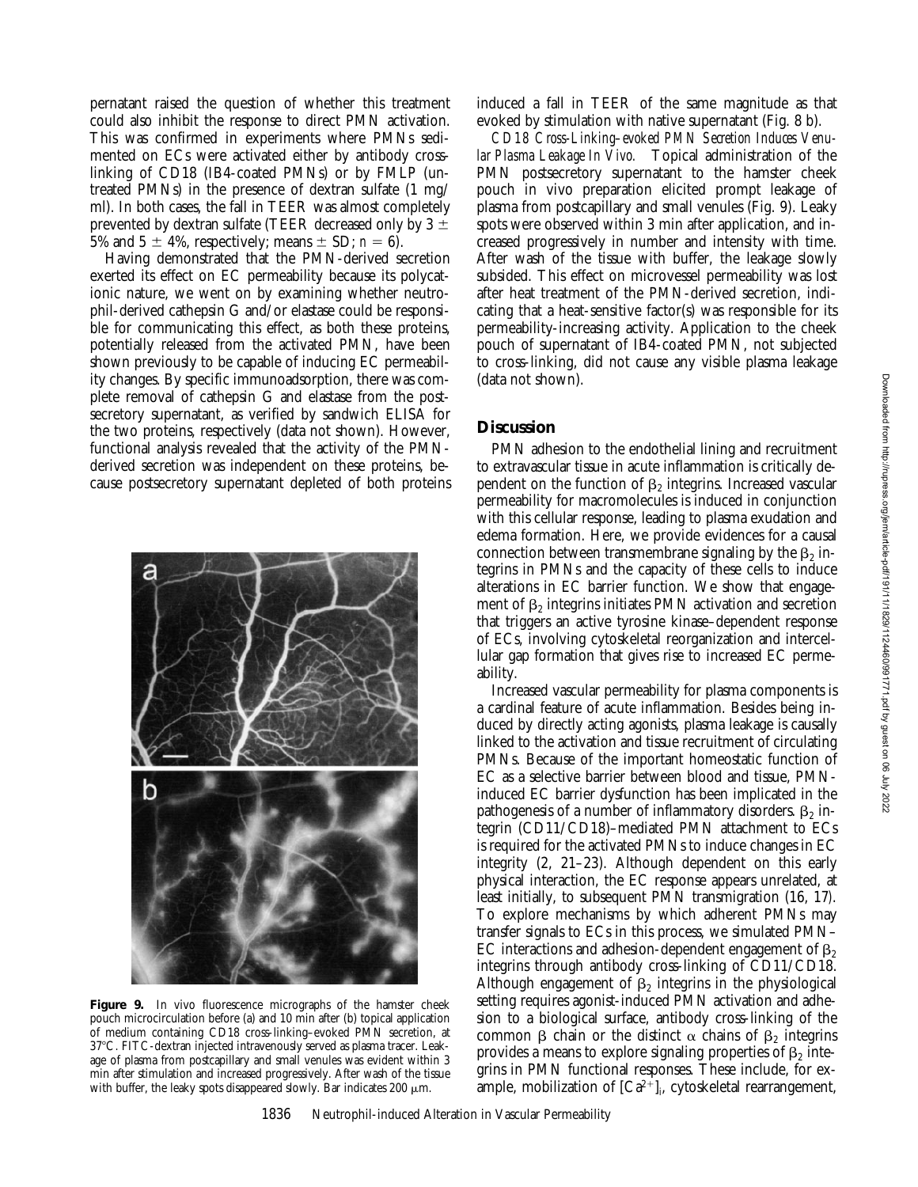pernatant raised the question of whether this treatment could also inhibit the response to direct PMN activation. This was confirmed in experiments where PMNs sedimented on ECs were activated either by antibody cross-linking of CD18 (IB4-coated PMNs) or by FMLP (untreated PMNs) in the presence of dextran sulfate (1 mg/ml). In both cases, the fall in TEER was almost completely prevented by dextran sulfate (TEER decreased only by 3 ± 5% and 5 ± 4%, respectively; means ± SD; $n = 6$).

Having demonstrated that the PMN-derived secretion exerted its effect on EC permeability because its polycationic nature, we went on by examining whether neutrophil-derived cathepsin G and/or elastase could be responsible for communicating this effect, as both these proteins, potentially released from the activated PMN, have been shown previously to be capable of inducing EC permeability changes. By specific immunoadsorption, there was complete removal of cathepsin G and elastase from the postsecretory supernatant, as verified by sandwich ELISA for the two proteins, respectively (data not shown). However, functional analysis revealed that the activity of the PMN-derived secretion was independent on these proteins, because postsecretory supernatant depleted of both proteins induced a fall in TEER of the same magnitude as that evoked by stimulation with native supernatant (Fig. 8 b).

*CD18 Cross-Linking–evoked PMN Secretion Induces Venular Plasma Leakage In Vivo.* Topical administration of the PMN postsecretory supernatant to the hamster cheek pouch in vivo preparation elicited prompt leakage of plasma from postcapillary and small venules (Fig. 9). Leaky spots were observed within 3 min after application, and increased progressively in number and intensity with time. After wash of the tissue with buffer, the leakage slowly subsided. This effect on microvessel permeability was lost after heat treatment of the PMN-derived secretion, indicating that a heat-sensitive factor(s) was responsible for its permeability-increasing activity. Application to the cheek pouch of supernatant of IB4-coated PMN, not subjected to cross-linking, did not cause any visible plasma leakage (data not shown).

**Figure 9.** In vivo fluorescence micrographs of the hamster cheek pouch microcirculation before (a) and 10 min after (b) topical application of medium containing CD18 cross-linking–evoked PMN secretion, at 37°C. FITC-dextran injected intravenously served as plasma tracer. Leakage of plasma from postcapillary and small venules was evident within 3 min after stimulation and increased progressively. After wash of the tissue with buffer, the leaky spots disappeared slowly. Bar indicates 200 μm.

## Discussion

PMN adhesion to the endothelial lining and recruitment to extravascular tissue in acute inflammation is critically dependent on the function of $\beta_2$ integrins. Increased vascular permeability for macromolecules is induced in conjunction with this cellular response, leading to plasma exudation and edema formation. Here, we provide evidences for a causal connection between transmembrane signaling by the $\beta_2$ integrins in PMNs and the capacity of these cells to induce alterations in EC barrier function. We show that engagement of $\beta_2$ integrins initiates PMN activation and secretion that triggers an active tyrosine kinase–dependent response of ECs, involving cytoskeletal reorganization and intercellular gap formation that gives rise to increased EC permeability.

Increased vascular permeability for plasma components is a cardinal feature of acute inflammation. Besides being induced by directly acting agonists, plasma leakage is causally linked to the activation and tissue recruitment of circulating PMNs. Because of the important homeostatic function of EC as a selective barrier between blood and tissue, PMN-induced EC barrier dysfunction has been implicated in the pathogenesis of a number of inflammatory disorders. $\beta_2$ integrin (CD11/CD18)–mediated PMN attachment to ECs is required for the activated PMNs to induce changes in EC integrity (2, 21–23). Although dependent on this early physical interaction, the EC response appears unrelated, at least initially, to subsequent PMN transmigration (16, 17). To explore mechanisms by which adherent PMNs may transfer signals to ECs in this process, we simulated PMN–EC interactions and adhesion-dependent engagement of $\beta_2$ integrins through antibody cross-linking of CD11/CD18. Although engagement of $\beta_2$ integrins in the physiological setting requires agonist-induced PMN activation and adhesion to a biological surface, antibody cross-linking of the common β chain or the distinct α chains of $\beta_2$ integrins provides a means to explore signaling properties of $\beta_2$ integrins in PMN functional responses. These include, for example, mobilization of $[Ca^{2+}]_i$, cytoskeletal rearrangement,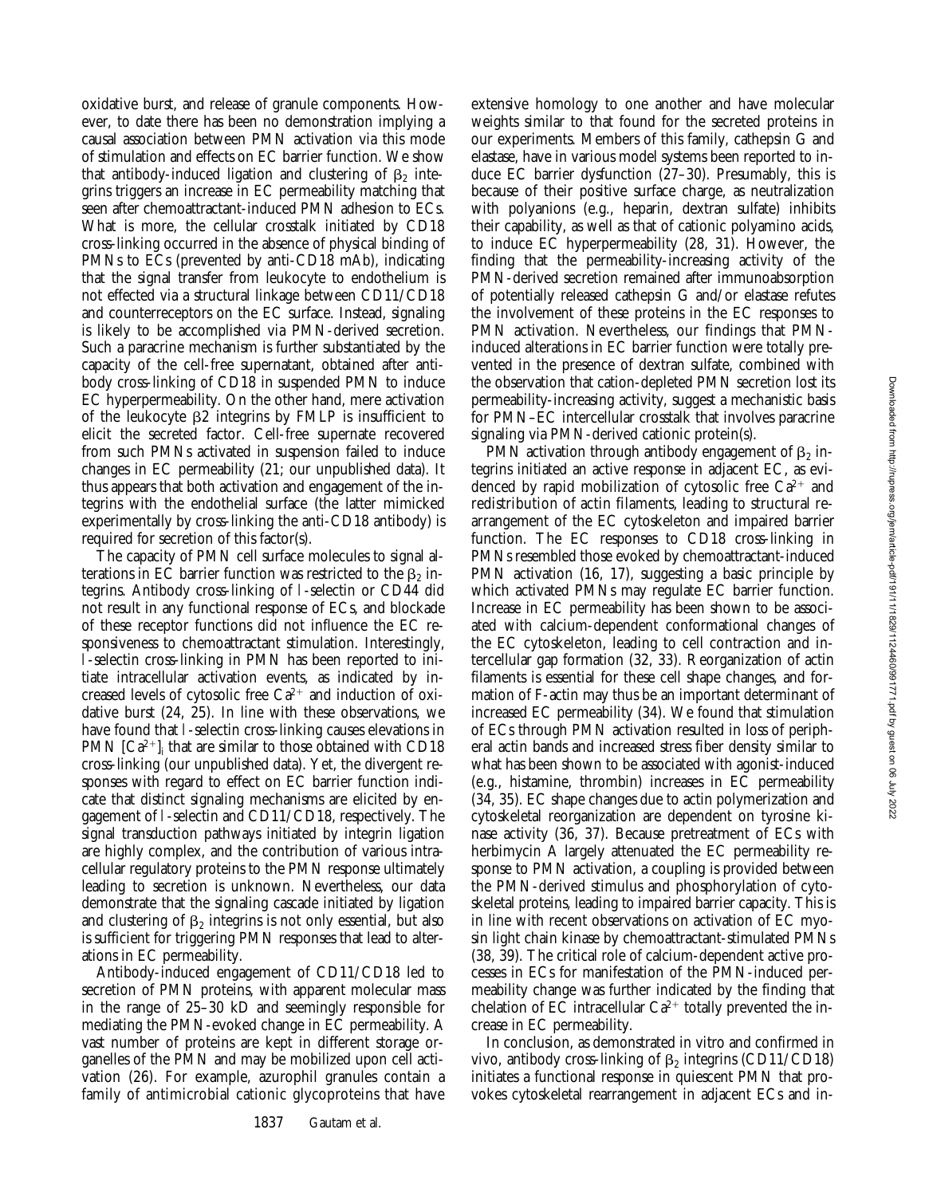oxidative burst, and release of granule components. However, to date there has been no demonstration implying a causal association between PMN activation via this mode of stimulation and effects on EC barrier function. We show that antibody-induced ligation and clustering of $\beta_2$ integrins triggers an increase in EC permeability matching that seen after chemoattractant-induced PMN adhesion to ECs. What is more, the cellular crosstalk initiated by CD18 cross-linking occurred in the absence of physical binding of PMNs to ECs (prevented by anti-CD18 mAb), indicating that the signal transfer from leukocyte to endothelium is not effected via a structural linkage between CD11/CD18 and counterreceptors on the EC surface. Instead, signaling is likely to be accomplished via PMN-derived secretion. Such a paracrine mechanism is further substantiated by the capacity of the cell-free supernatant, obtained after antibody cross-linking of CD18 in suspended PMN to induce EC hyperpermeability. On the other hand, mere activation of the leukocyte $\beta 2$ integrins by FMLP is insufficient to elicit the secreted factor. Cell-free supernate recovered from such PMNs activated in suspension failed to induce changes in EC permeability (21; our unpublished data). It thus appears that both activation and engagement of the integrins with the endothelial surface (the latter mimicked experimentally by cross-linking the anti-CD18 antibody) is required for secretion of this factor(s).

The capacity of PMN cell surface molecules to signal alterations in EC barrier function was restricted to the $\beta_2$ integrins. Antibody cross-linking of l-selectin or CD44 did not result in any functional response of ECs, and blockade of these receptor functions did not influence the EC responsiveness to chemoattractant stimulation. Interestingly, l-selectin cross-linking in PMN has been reported to initiate intracellular activation events, as indicated by increased levels of cytosolic free $Ca^{2+}$ and induction of oxidative burst (24, 25). In line with these observations, we have found that l-selectin cross-linking causes elevations in PMN $[Ca^{2+}]_i$ that are similar to those obtained with CD18 cross-linking (our unpublished data). Yet, the divergent responses with regard to effect on EC barrier function indicate that distinct signaling mechanisms are elicited by engagement of l-selectin and CD11/CD18, respectively. The signal transduction pathways initiated by integrin ligation are highly complex, and the contribution of various intracellular regulatory proteins to the PMN response ultimately leading to secretion is unknown. Nevertheless, our data demonstrate that the signaling cascade initiated by ligation and clustering of $\beta_2$ integrins is not only essential, but also is sufficient for triggering PMN responses that lead to alterations in EC permeability.

Antibody-induced engagement of CD11/CD18 led to secretion of PMN proteins, with apparent molecular mass in the range of 25–30 kD and seemingly responsible for mediating the PMN-evoked change in EC permeability. A vast number of proteins are kept in different storage organelles of the PMN and may be mobilized upon cell activation (26). For example, azurophil granules contain a family of antimicrobial cationic glycoproteins that have extensive homology to one another and have molecular weights similar to that found for the secreted proteins in our experiments. Members of this family, cathepsin G and elastase, have in various model systems been reported to induce EC barrier dysfunction (27–30). Presumably, this is because of their positive surface charge, as neutralization with polyanions (e.g., heparin, dextran sulfate) inhibits their capability, as well as that of cationic polyamino acids, to induce EC hyperpermeability (28, 31). However, the finding that the permeability-increasing activity of the PMN-derived secretion remained after immunoabsorption of potentially released cathepsin G and/or elastase refutes the involvement of these proteins in the EC responses to PMN activation. Nevertheless, our findings that PMN-induced alterations in EC barrier function were totally prevented in the presence of dextran sulfate, combined with the observation that cation-depleted PMN secretion lost its permeability-increasing activity, suggest a mechanistic basis for PMN–EC intercellular crosstalk that involves paracrine signaling via PMN-derived cationic protein(s).

PMN activation through antibody engagement of $\beta_2$ integrins initiated an active response in adjacent EC, as evidenced by rapid mobilization of cytosolic free $Ca^{2+}$ and redistribution of actin filaments, leading to structural rearrangement of the EC cytoskeleton and impaired barrier function. The EC responses to CD18 cross-linking in PMNs resembled those evoked by chemoattractant-induced PMN activation (16, 17), suggesting a basic principle by which activated PMNs may regulate EC barrier function. Increase in EC permeability has been shown to be associated with calcium-dependent conformational changes of the EC cytoskeleton, leading to cell contraction and intercellular gap formation (32, 33). Reorganization of actin filaments is essential for these cell shape changes, and formation of F-actin may thus be an important determinant of increased EC permeability (34). We found that stimulation of ECs through PMN activation resulted in loss of peripheral actin bands and increased stress fiber density similar to what has been shown to be associated with agonist-induced (e.g., histamine, thrombin) increases in EC permeability (34, 35). EC shape changes due to actin polymerization and cytoskeletal reorganization are dependent on tyrosine kinase activity (36, 37). Because pretreatment of ECs with herbimycin A largely attenuated the EC permeability response to PMN activation, a coupling is provided between the PMN-derived stimulus and phosphorylation of cytoskeletal proteins, leading to impaired barrier capacity. This is in line with recent observations on activation of EC myosin light chain kinase by chemoattractant-stimulated PMNs (38, 39). The critical role of calcium-dependent active processes in ECs for manifestation of the PMN-induced permeability change was further indicated by the finding that chelation of EC intracellular $Ca^{2+}$ totally prevented the increase in EC permeability.

In conclusion, as demonstrated in vitro and confirmed in vivo, antibody cross-linking of $\beta_2$ integrins (CD11/CD18) initiates a functional response in quiescent PMN that provokes cytoskeletal rearrangement in adjacent ECs and in-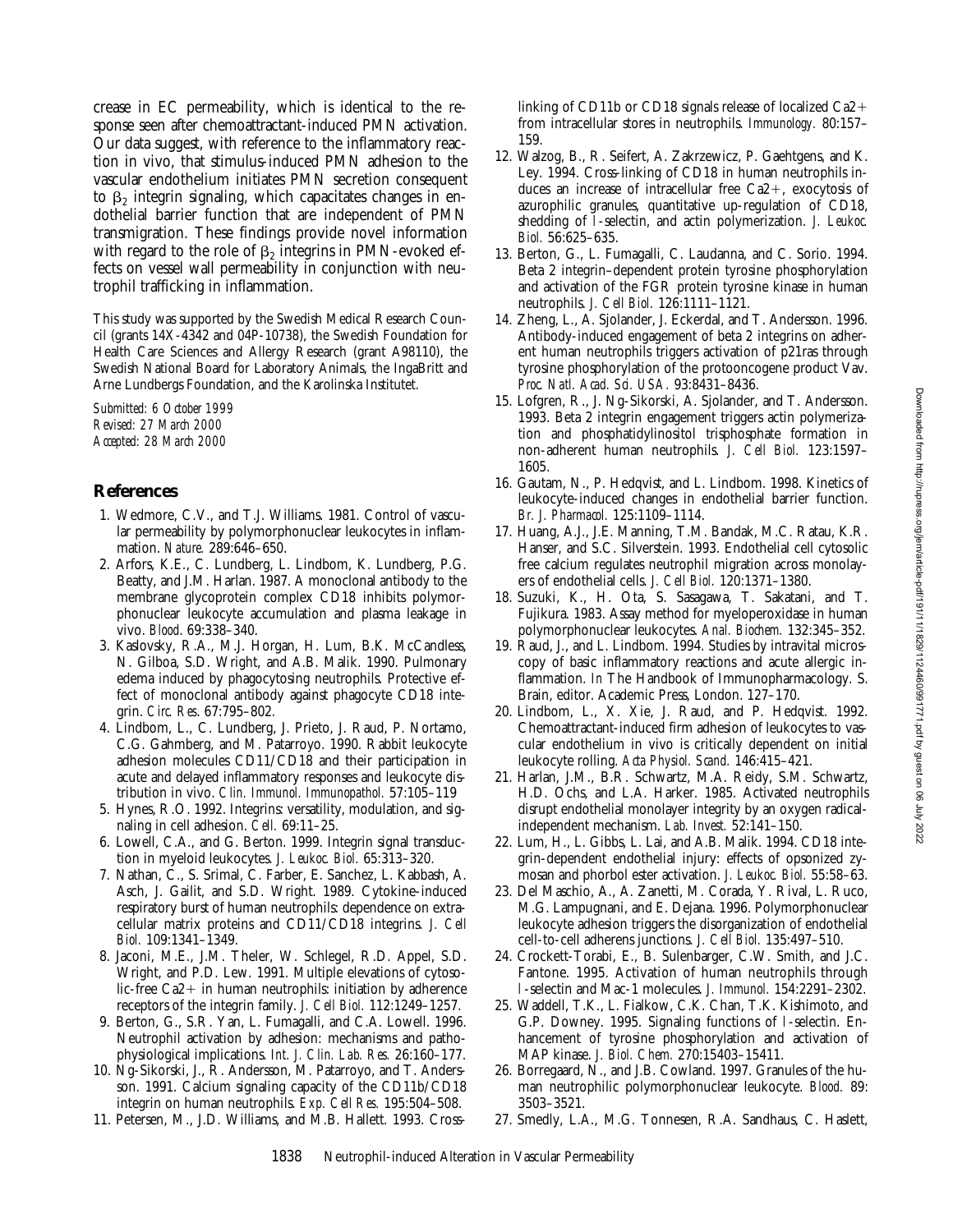crease in EC permeability, which is identical to the response seen after chemoattractant-induced PMN activation. Our data suggest, with reference to the inflammatory reaction in vivo, that stimulus-induced PMN adhesion to the vascular endothelium initiates PMN secretion consequent to $\beta_2$ integrin signaling, which capacitates changes in endothelial barrier function that are independent of PMN transmigration. These findings provide novel information with regard to the role of $\beta_2$ integrins in PMN-evoked effects on vessel wall permeability in conjunction with neutrophil trafficking in inflammation.

This study was supported by the Swedish Medical Research Council (grants 14X-4342 and 04P-10738), the Swedish Foundation for Health Care Sciences and Allergy Research (grant A98110), the Swedish National Board for Laboratory Animals, the IngaBritt and Arne Lundbergs Foundation, and the Karolinska Institutet.

*Submitted: 6 October 1999*
*Revised: 27 March 2000*
*Accepted: 28 March 2000*

## References

1. Wedmore, C.V., and T.J. Williams. 1981. Control of vascular permeability by polymorphonuclear leukocytes in inflammation. *Nature.* 289:646–650.
2. Arfors, K.E., C. Lundberg, L. Lindbom, K. Lundberg, P.G. Beatty, and J.M. Harlan. 1987. A monoclonal antibody to the membrane glycoprotein complex CD18 inhibits polymorphonuclear leukocyte accumulation and plasma leakage in vivo. *Blood.* 69:338–340.
3. Kaslovsky, R.A., M.J. Horgan, H. Lum, B.K. McCandless, N. Gilboa, S.D. Wright, and A.B. Malik. 1990. Pulmonary edema induced by phagocytosing neutrophils. Protective effect of monoclonal antibody against phagocyte CD18 integrin. *Circ. Res.* 67:795–802.
4. Lindbom, L., C. Lundberg, J. Prieto, J. Raud, P. Nortamo, C.G. Gahmberg, and M. Patarroyo. 1990. Rabbit leukocyte adhesion molecules CD11/CD18 and their participation in acute and delayed inflammatory responses and leukocyte distribution in vivo. *Clin. Immunol. Immunopathol.* 57:105–119
5. Hynes, R.O. 1992. Integrins: versatility, modulation, and signaling in cell adhesion. *Cell.* 69:11–25.
6. Lowell, C.A., and G. Berton. 1999. Integrin signal transduction in myeloid leukocytes. *J. Leukoc. Biol.* 65:313–320.
7. Nathan, C., S. Srimal, C. Farber, E. Sanchez, L. Kabbash, A. Asch, J. Gailit, and S.D. Wright. 1989. Cytokine-induced respiratory burst of human neutrophils: dependence on extracellular matrix proteins and CD11/CD18 integrins. *J. Cell Biol.* 109:1341–1349.
8. Jaconi, M.E., J.M. Theler, W. Schlegel, R.D. Appel, S.D. Wright, and P.D. Lew. 1991. Multiple elevations of cytosolic-free Ca2+ in human neutrophils: initiation by adherence receptors of the integrin family. *J. Cell Biol.* 112:1249–1257.
9. Berton, G., S.R. Yan, L. Fumagalli, and C.A. Lowell. 1996. Neutrophil activation by adhesion: mechanisms and pathophysiological implications. *Int. J. Clin. Lab. Res.* 26:160–177.
10. Ng-Sikorski, J., R. Andersson, M. Patarroyo, and T. Andersson. 1991. Calcium signaling capacity of the CD11b/CD18 integrin on human neutrophils. *Exp. Cell Res.* 195:504–508.
11. Petersen, M., J.D. Williams, and M.B. Hallett. 1993. Cross-linking of CD11b or CD18 signals release of localized Ca2+ from intracellular stores in neutrophils. *Immunology.* 80:157–159.
12. Walzog, B., R. Seifert, A. Zakrzewicz, P. Gaehtgens, and K. Ley. 1994. Cross-linking of CD18 in human neutrophils induces an increase of intracellular free Ca2+, exocytosis of azurophilic granules, quantitative up-regulation of CD18, shedding of *l*-selectin, and actin polymerization. *J. Leukoc. Biol.* 56:625–635.
13. Berton, G., L. Fumagalli, C. Laudanna, and C. Sorio. 1994. Beta 2 integrin–dependent protein tyrosine phosphorylation and activation of the FGR protein tyrosine kinase in human neutrophils. *J. Cell Biol.* 126:1111–1121.
14. Zheng, L., A. Sjolander, J. Eckerdal, and T. Andersson. 1996. Antibody-induced engagement of beta 2 integrins on adherent human neutrophils triggers activation of p21ras through tyrosine phosphorylation of the protooncogene product Vav. *Proc. Natl. Acad. Sci. USA.* 93:8431–8436.
15. Lofgren, R., J. Ng-Sikorski, A. Sjolander, and T. Andersson. 1993. Beta 2 integrin engagement triggers actin polymerization and phosphatidylinositol trisphosphate formation in non-adherent human neutrophils. *J. Cell Biol.* 123:1597–1605.
16. Gautam, N., P. Hedqvist, and L. Lindbom. 1998. Kinetics of leukocyte-induced changes in endothelial barrier function. *Br. J. Pharmacol.* 125:1109–1114.
17. Huang, A.J., J.E. Manning, T.M. Bandak, M.C. Ratau, K.R. Hanser, and S.C. Silverstein. 1993. Endothelial cell cytosolic free calcium regulates neutrophil migration across monolayers of endothelial cells. *J. Cell Biol.* 120:1371–1380.
18. Suzuki, K., H. Ota, S. Sasagawa, T. Sakatani, and T. Fujikura. 1983. Assay method for myeloperoxidase in human polymorphonuclear leukocytes. *Anal. Biochem.* 132:345–352.
19. Raud, J., and L. Lindbom. 1994. Studies by intravital microscopy of basic inflammatory reactions and acute allergic inflammation. *In* The Handbook of Immunopharmacology. S. Brain, editor. Academic Press, London. 127–170.
20. Lindbom, L., X. Xie, J. Raud, and P. Hedqvist. 1992. Chemoattractant-induced firm adhesion of leukocytes to vascular endothelium in vivo is critically dependent on initial leukocyte rolling. *Acta Physiol. Scand.* 146:415–421.
21. Harlan, J.M., B.R. Schwartz, M.A. Reidy, S.M. Schwartz, H.D. Ochs, and L.A. Harker. 1985. Activated neutrophils disrupt endothelial monolayer integrity by an oxygen radical-independent mechanism. *Lab. Invest.* 52:141–150.
22. Lum, H., L. Gibbs, L. Lai, and A.B. Malik. 1994. CD18 integrin-dependent endothelial injury: effects of opsonized zymosan and phorbol ester activation. *J. Leukoc. Biol.* 55:58–63.
23. Del Maschio, A., A. Zanetti, M. Corada, Y. Rival, L. Ruco, M.G. Lampugnani, and E. Dejana. 1996. Polymorphonuclear leukocyte adhesion triggers the disorganization of endothelial cell-to-cell adherens junctions. *J. Cell Biol.* 135:497–510.
24. Crockett-Torabi, E., B. Sulenbarger, C.W. Smith, and J.C. Fantone. 1995. Activation of human neutrophils through *l*-selectin and Mac-1 molecules. *J. Immunol.* 154:2291–2302.
25. Waddell, T.K., L. Fialkow, C.K. Chan, T.K. Kishimoto, and G.P. Downey. 1995. Signaling functions of *l*-selectin. Enhancement of tyrosine phosphorylation and activation of MAP kinase. *J. Biol. Chem.* 270:15403–15411.
26. Borregaard, N., and J.B. Cowland. 1997. Granules of the human neutrophilic polymorphonuclear leukocyte. *Blood.* 89:3503–3521.
27. Smedly, L.A., M.G. Tonnesen, R.A. Sandhaus, C. Haslett,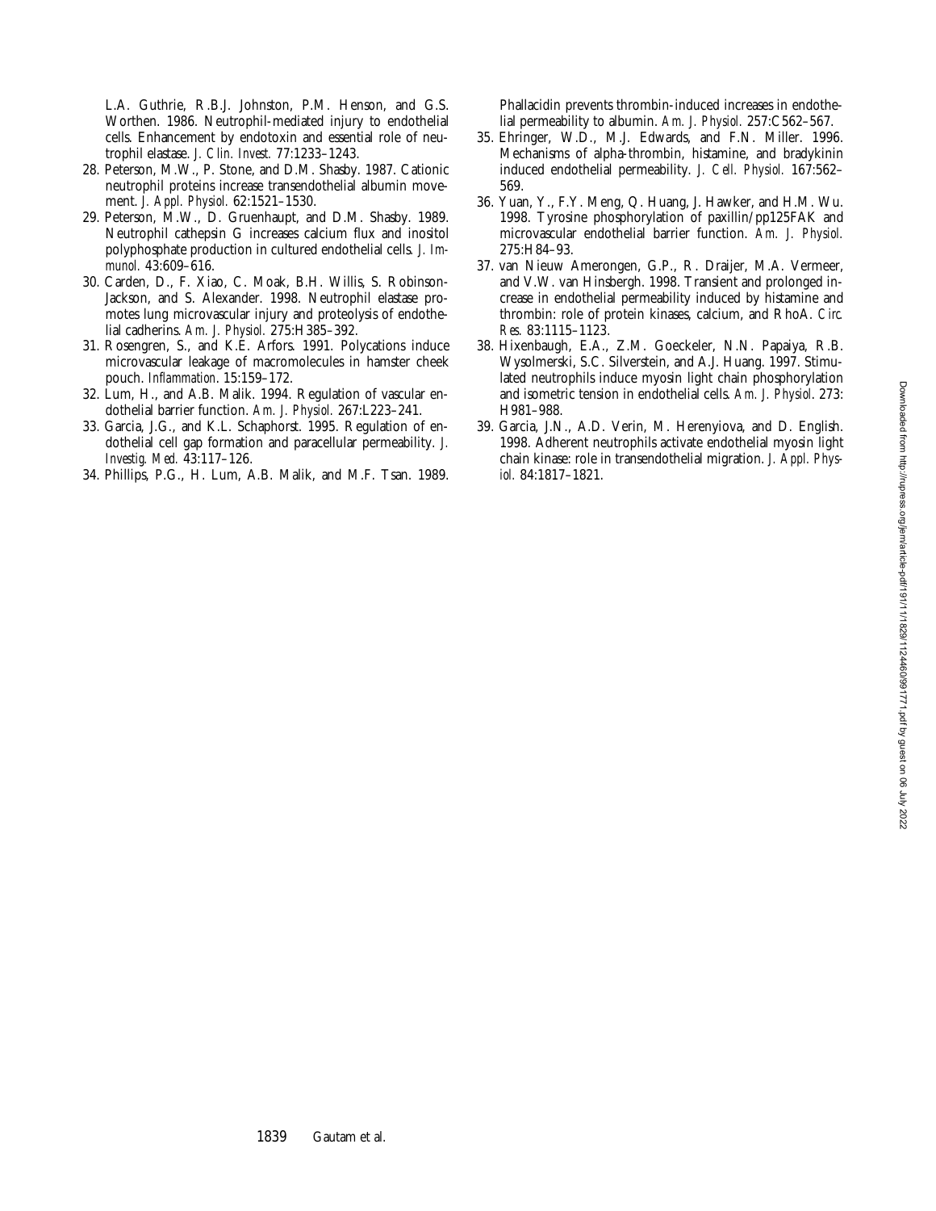L.A. Guthrie, R.B.J. Johnston, P.M. Henson, and G.S. Worthen. 1986. Neutrophil-mediated injury to endothelial cells. Enhancement by endotoxin and essential role of neutrophil elastase. *J. Clin. Invest.* 77:1233–1243.

28. Peterson, M.W., P. Stone, and D.M. Shasby. 1987. Cationic neutrophil proteins increase transendothelial albumin movement. *J. Appl. Physiol.* 62:1521–1530.
29. Peterson, M.W., D. Gruenhaupt, and D.M. Shasby. 1989. Neutrophil cathepsin G increases calcium flux and inositol polyphosphate production in cultured endothelial cells. *J. Immunol.* 43:609–616.
30. Carden, D., F. Xiao, C. Moak, B.H. Willis, S. Robinson-Jackson, and S. Alexander. 1998. Neutrophil elastase promotes lung microvascular injury and proteolysis of endothelial cadherins. *Am. J. Physiol.* 275:H385–392.
31. Rosengren, S., and K.E. Arfors. 1991. Polycations induce microvascular leakage of macromolecules in hamster cheek pouch. *Inflammation*. 15:159–172.
32. Lum, H., and A.B. Malik. 1994. Regulation of vascular endothelial barrier function. *Am. J. Physiol.* 267:L223–241.
33. Garcia, J.G., and K.L. Schaphorst. 1995. Regulation of endothelial cell gap formation and paracellular permeability. *J. Investig. Med.* 43:117–126.
34. Phillips, P.G., H. Lum, A.B. Malik, and M.F. Tsan. 1989. Phallacidin prevents thrombin-induced increases in endothelial permeability to albumin. *Am. J. Physiol.* 257:C562–567.
35. Ehringer, W.D., M.J. Edwards, and F.N. Miller. 1996. Mechanisms of alpha-thrombin, histamine, and bradykinin induced endothelial permeability. *J. Cell. Physiol.* 167:562–569.
36. Yuan, Y., F.Y. Meng, Q. Huang, J. Hawker, and H.M. Wu. 1998. Tyrosine phosphorylation of paxillin/pp125FAK and microvascular endothelial barrier function. *Am. J. Physiol.* 275:H84–93.
37. van Nieuw Amerongen, G.P., R. Draijer, M.A. Vermeer, and V.W. van Hinsbergh. 1998. Transient and prolonged increase in endothelial permeability induced by histamine and thrombin: role of protein kinases, calcium, and RhoA. *Circ. Res.* 83:1115–1123.
38. Hixenbaugh, E.A., Z.M. Goeckeler, N.N. Papaiya, R.B. Wysolmerski, S.C. Silverstein, and A.J. Huang. 1997. Stimulated neutrophils induce myosin light chain phosphorylation and isometric tension in endothelial cells. *Am. J. Physiol.* 273: H981–988.
39. Garcia, J.N., A.D. Verin, M. Herenyiova, and D. English. 1998. Adherent neutrophils activate endothelial myosin light chain kinase: role in transendothelial migration. *J. Appl. Physiol.* 84:1817–1821.